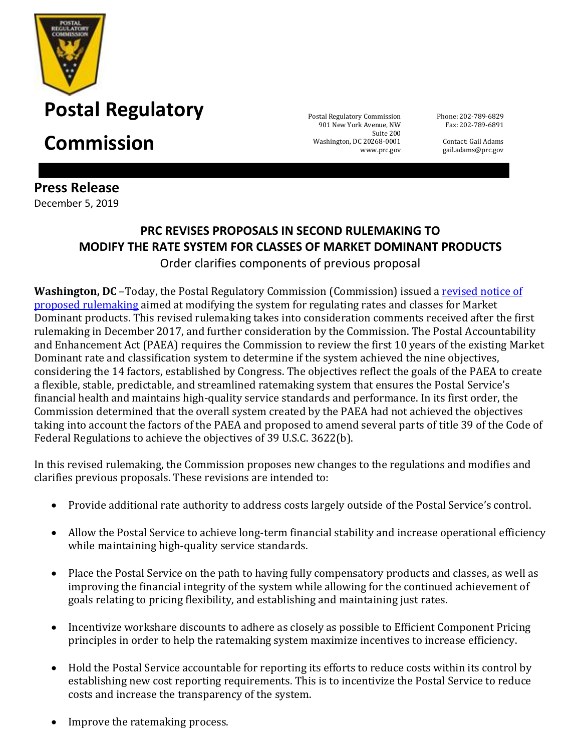# Postal Regulatory Commission

Postal Regulatory Commission
901 New York Avenue, NW
Suite 200
Washington, DC 20268-0001
www.prc.gov

Phone: 202-789-6829
Fax: 202-789-6891

Contact: Gail Adams
gail.adams@prc.gov

## Press Release

December 5, 2019

### PRC REVISES PROPOSALS IN SECOND RULEMAKING TO MODIFY THE RATE SYSTEM FOR CLASSES OF MARKET DOMINANT PRODUCTS

Order clarifies components of previous proposal

**Washington, DC** –Today, the Postal Regulatory Commission (Commission) issued a revised notice of proposed rulemaking aimed at modifying the system for regulating rates and classes for Market Dominant products. This revised rulemaking takes into consideration comments received after the first rulemaking in December 2017, and further consideration by the Commission. The Postal Accountability and Enhancement Act (PAEA) requires the Commission to review the first 10 years of the existing Market Dominant rate and classification system to determine if the system achieved the nine objectives, considering the 14 factors, established by Congress. The objectives reflect the goals of the PAEA to create a flexible, stable, predictable, and streamlined ratemaking system that ensures the Postal Service's financial health and maintains high-quality service standards and performance. In its first order, the Commission determined that the overall system created by the PAEA had not achieved the objectives taking into account the factors of the PAEA and proposed to amend several parts of title 39 of the Code of Federal Regulations to achieve the objectives of 39 U.S.C. 3622(b).

In this revised rulemaking, the Commission proposes new changes to the regulations and modifies and clarifies previous proposals. These revisions are intended to:

- Provide additional rate authority to address costs largely outside of the Postal Service's control.
- Allow the Postal Service to achieve long-term financial stability and increase operational efficiency while maintaining high-quality service standards.
- Place the Postal Service on the path to having fully compensatory products and classes, as well as improving the financial integrity of the system while allowing for the continued achievement of goals relating to pricing flexibility, and establishing and maintaining just rates.
- Incentivize workshare discounts to adhere as closely as possible to Efficient Component Pricing principles in order to help the ratemaking system maximize incentives to increase efficiency.
- Hold the Postal Service accountable for reporting its efforts to reduce costs within its control by establishing new cost reporting requirements. This is to incentivize the Postal Service to reduce costs and increase the transparency of the system.
- Improve the ratemaking process.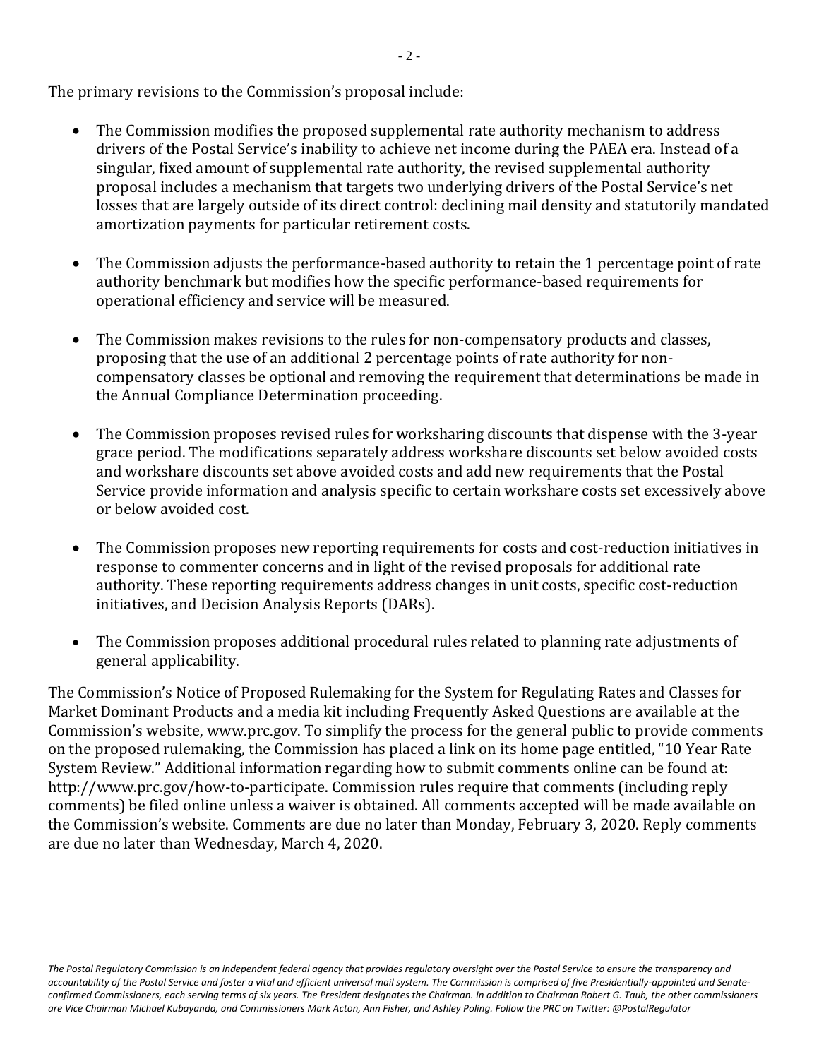The primary revisions to the Commission's proposal include:

- The Commission modifies the proposed supplemental rate authority mechanism to address drivers of the Postal Service's inability to achieve net income during the PAEA era. Instead of a singular, fixed amount of supplemental rate authority, the revised supplemental authority proposal includes a mechanism that targets two underlying drivers of the Postal Service's net losses that are largely outside of its direct control: declining mail density and statutorily mandated amortization payments for particular retirement costs.

- The Commission adjusts the performance-based authority to retain the 1 percentage point of rate authority benchmark but modifies how the specific performance-based requirements for operational efficiency and service will be measured.

- The Commission makes revisions to the rules for non-compensatory products and classes, proposing that the use of an additional 2 percentage points of rate authority for non-compensatory classes be optional and removing the requirement that determinations be made in the Annual Compliance Determination proceeding.

- The Commission proposes revised rules for worksharing discounts that dispense with the 3-year grace period. The modifications separately address workshare discounts set below avoided costs and workshare discounts set above avoided costs and add new requirements that the Postal Service provide information and analysis specific to certain workshare costs set excessively above or below avoided cost.

- The Commission proposes new reporting requirements for costs and cost-reduction initiatives in response to commenter concerns and in light of the revised proposals for additional rate authority. These reporting requirements address changes in unit costs, specific cost-reduction initiatives, and Decision Analysis Reports (DARs).

- The Commission proposes additional procedural rules related to planning rate adjustments of general applicability.

The Commission's Notice of Proposed Rulemaking for the System for Regulating Rates and Classes for Market Dominant Products and a media kit including Frequently Asked Questions are available at the Commission's website, www.prc.gov. To simplify the process for the general public to provide comments on the proposed rulemaking, the Commission has placed a link on its home page entitled, "10 Year Rate System Review." Additional information regarding how to submit comments online can be found at: http://www.prc.gov/how-to-participate. Commission rules require that comments (including reply comments) be filed online unless a waiver is obtained. All comments accepted will be made available on the Commission's website. Comments are due no later than Monday, February 3, 2020. Reply comments are due no later than Wednesday, March 4, 2020.

*The Postal Regulatory Commission is an independent federal agency that provides regulatory oversight over the Postal Service to ensure the transparency and accountability of the Postal Service and foster a vital and efficient universal mail system. The Commission is comprised of five Presidentially-appointed and Senate-confirmed Commissioners, each serving terms of six years. The President designates the Chairman. In addition to Chairman Robert G. Taub, the other commissioners are Vice Chairman Michael Kubayanda, and Commissioners Mark Acton, Ann Fisher, and Ashley Poling. Follow the PRC on Twitter: @PostalRegulator*